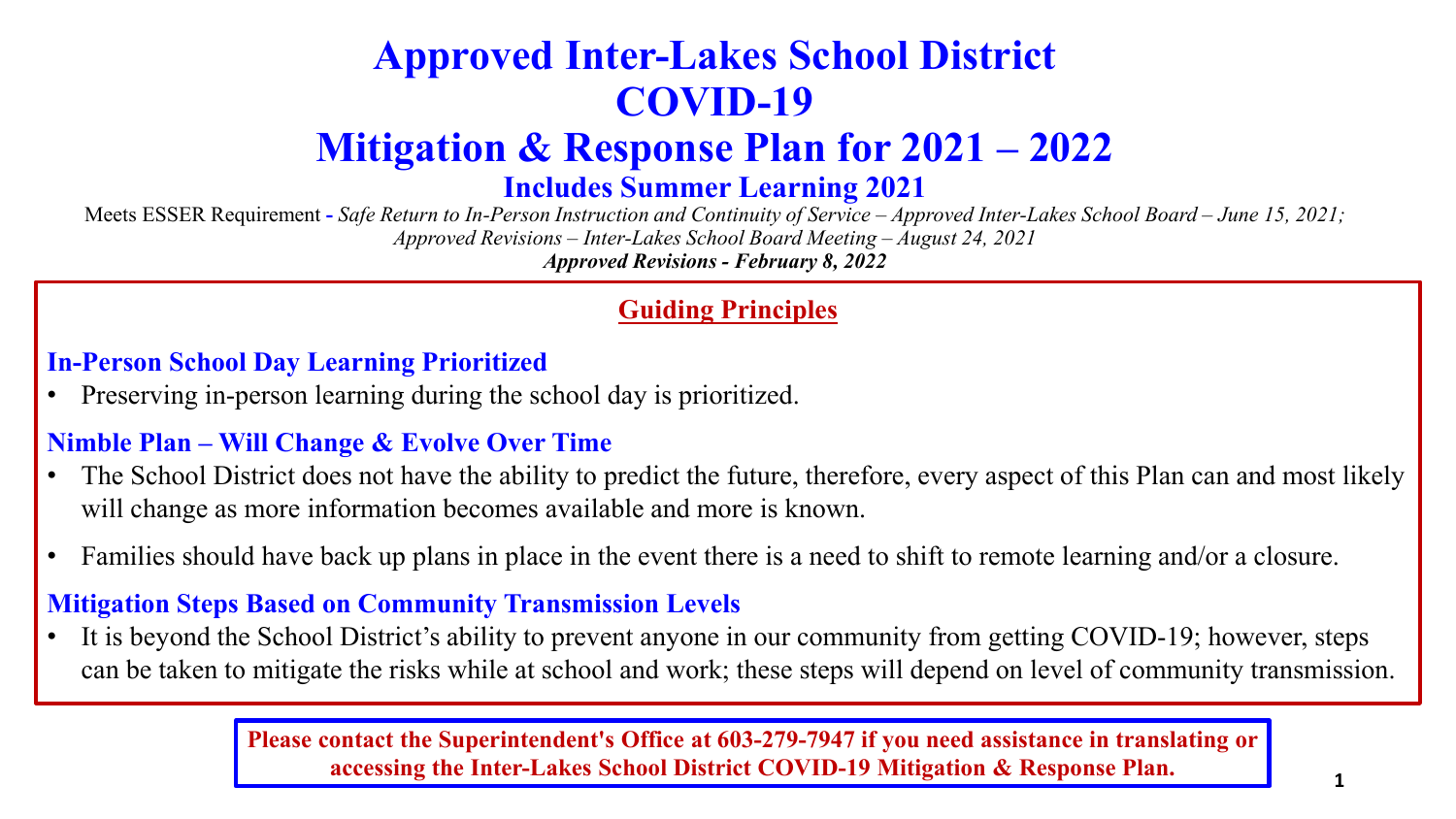# Approved Inter-Lakes School District COVID-19 Mitigation & Response Plan for 2021 – 2022

## Includes Summer Learning 2021

Meets ESSER Requirement - *Safe Return to In-Person Instruction and Continuity of Service – Approved Inter-Lakes School Board – June 15, 2021; Approved Revisions – Inter-Lakes School Board Meeting – August 24, 2021*

***Approved Revisions - February 8, 2022***

## Guiding Principles

### In-Person School Day Learning Prioritized

- Preserving in-person learning during the school day is prioritized.

### Nimble Plan – Will Change & Evolve Over Time

- The School District does not have the ability to predict the future, therefore, every aspect of this Plan can and most likely will change as more information becomes available and more is known.
- Families should have back up plans in place in the event there is a need to shift to remote learning and/or a closure.

### Mitigation Steps Based on Community Transmission Levels

- It is beyond the School District's ability to prevent anyone in our community from getting COVID-19; however, steps can be taken to mitigate the risks while at school and work; these steps will depend on level of community transmission.

**Please contact the Superintendent's Office at 603-279-7947 if you need assistance in translating or accessing the Inter-Lakes School District COVID-19 Mitigation & Response Plan.**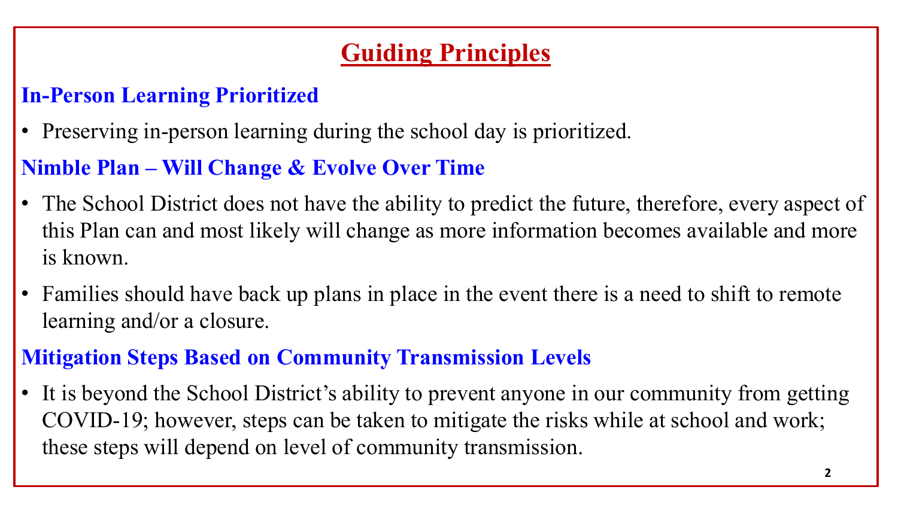# Guiding Principles

## In-Person Learning Prioritized

- Preserving in-person learning during the school day is prioritized.

## Nimble Plan – Will Change & Evolve Over Time

- The School District does not have the ability to predict the future, therefore, every aspect of this Plan can and most likely will change as more information becomes available and more is known.
- Families should have back up plans in place in the event there is a need to shift to remote learning and/or a closure.

## Mitigation Steps Based on Community Transmission Levels

- It is beyond the School District's ability to prevent anyone in our community from getting COVID-19; however, steps can be taken to mitigate the risks while at school and work; these steps will depend on level of community transmission.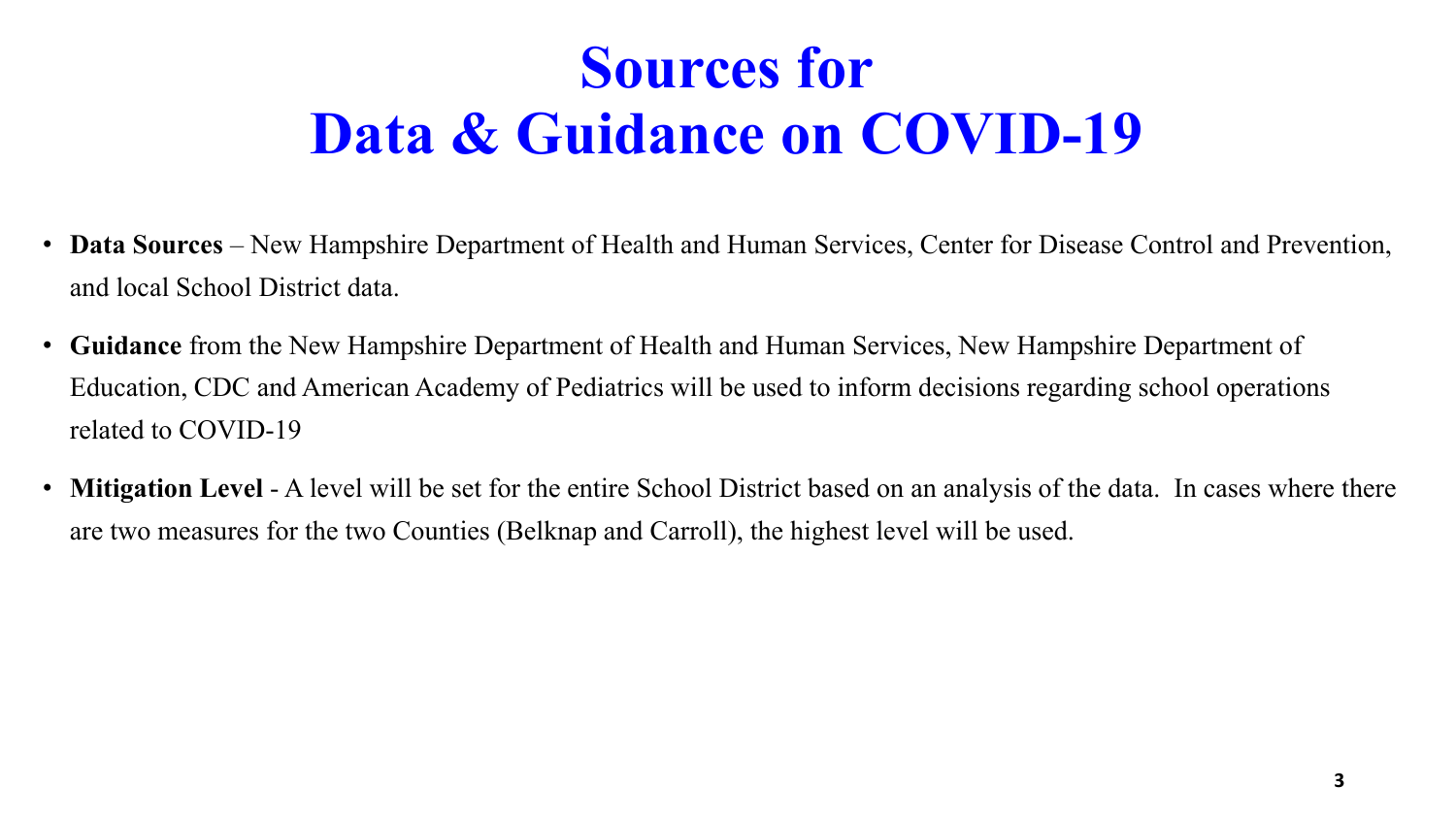# Sources for Data & Guidance on COVID-19

- **Data Sources** – New Hampshire Department of Health and Human Services, Center for Disease Control and Prevention, and local School District data.
- **Guidance** from the New Hampshire Department of Health and Human Services, New Hampshire Department of Education, CDC and American Academy of Pediatrics will be used to inform decisions regarding school operations related to COVID-19
- **Mitigation Level** - A level will be set for the entire School District based on an analysis of the data. In cases where there are two measures for the two Counties (Belknap and Carroll), the highest level will be used.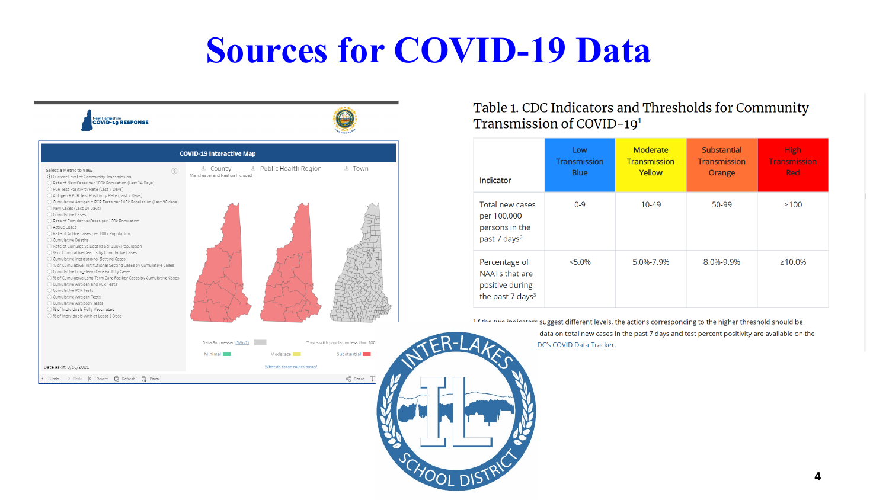# Sources for COVID-19 Data

New Hampshire COVID-19 RESPONSE

**COVID-19 Interactive Map**

Select a Metric to View

- Current Level of Community Transmission
- Rate of New Cases per 100k Population (Last 14 Days)
- PCR Test Positivity Rate (Last 7 Days)
- Antigen + PCR Test Positivity Rate (Last 7 Days)
- Cumulative Antigen + PCR Tests per 100k Population (Last 90 days)
- New Cases (Last 14 Days)
- Cumulative Cases
- Rate of Cumulative Cases per 100k Population
- Active Cases
- Rate of Active Cases per 100k Population
- Cumulative Deaths
- Rate of Cumulative Deaths per 100k Population
- % of Cumulative Deaths by Cumulative Cases
- Cumulative Institutional Setting Cases
- % of Cumulative Institutional Setting Cases by Cumulative Cases
- Cumulative Long-Term Care Facility Cases
- % of Cumulative Long-Term Care Facility Cases by Cumulative Cases
- Cumulative Antigen and PCR Tests
- Cumulative PCR Tests
- Cumulative Antigen Tests
- Cumulative Antibody Tests
- % of Individuals Fully Vaccinated
- % of Individuals with at Least 1 Dose

County | Public Health Region | Town

Manchester and Nashua Included

Data Suppressed (Why?) | Towns with population less than 100

Minimal | Moderate | Substantial

What do these colors mean?

Data as of: 8/16/2021

Table 1. CDC Indicators and Thresholds for Community Transmission of COVID-19[1]

| Indicator | Low Transmission Blue | Moderate Transmission Yellow | Substantial Transmission Orange | High Transmission Red |
|---|---|---|---|---|
| Total new cases per 100,000 persons in the past 7 days[2] | 0-9 | 10-49 | 50-99 | ≥100 |
| Percentage of NAATs that are positive during the past 7 days[3] | <5.0% | 5.0%-7.9% | 8.0%-9.9% | ≥10.0% |

[1]If the two indicators suggest different levels, the actions corresponding to the higher threshold should be ... data on total new cases in the past 7 days and test percent positivity are available on the DC's COVID Data Tracker.

INTER-LAKES SCHOOL DISTRICT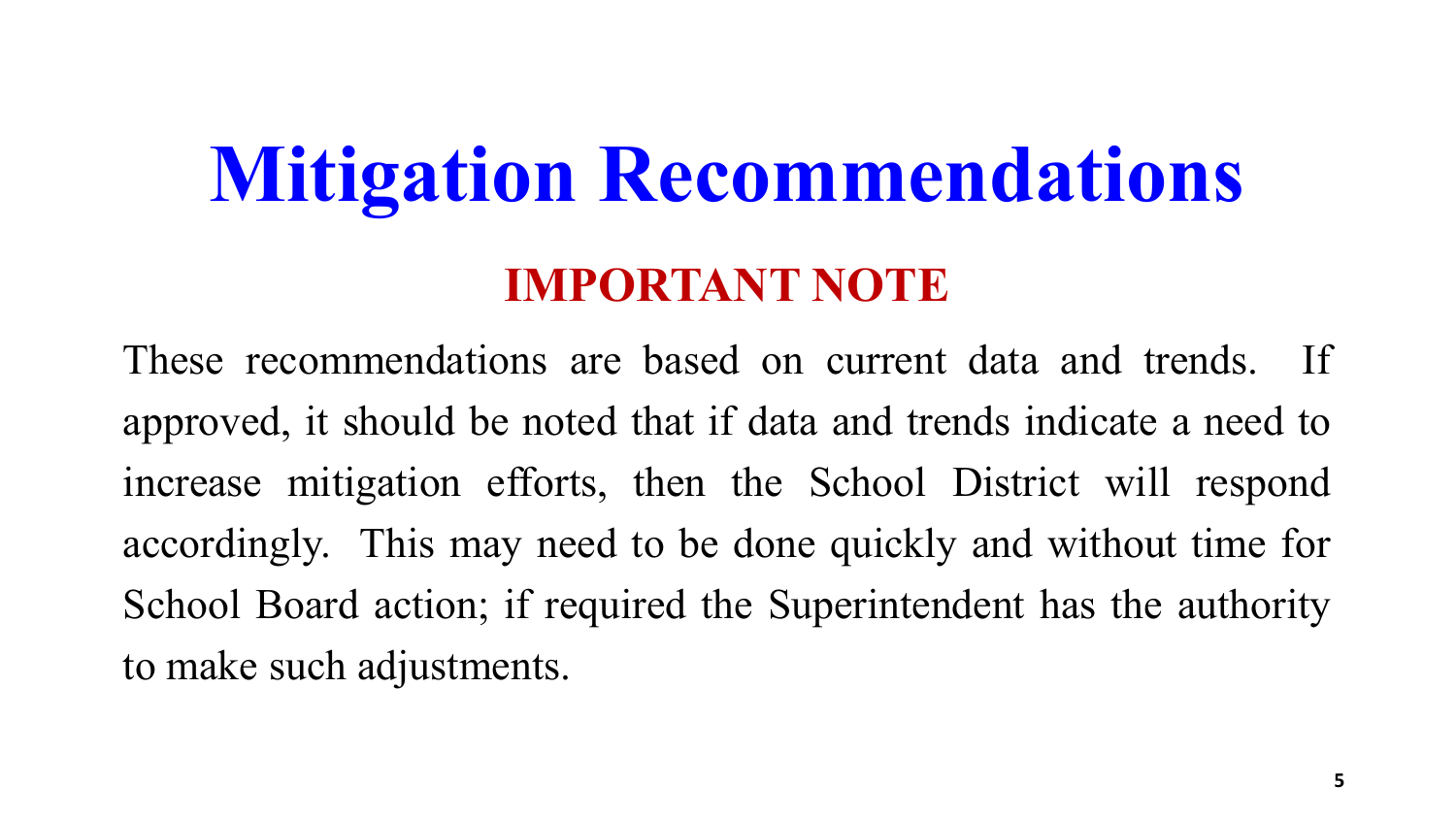# Mitigation Recommendations

## IMPORTANT NOTE

These recommendations are based on current data and trends. If approved, it should be noted that if data and trends indicate a need to increase mitigation efforts, then the School District will respond accordingly. This may need to be done quickly and without time for School Board action; if required the Superintendent has the authority to make such adjustments.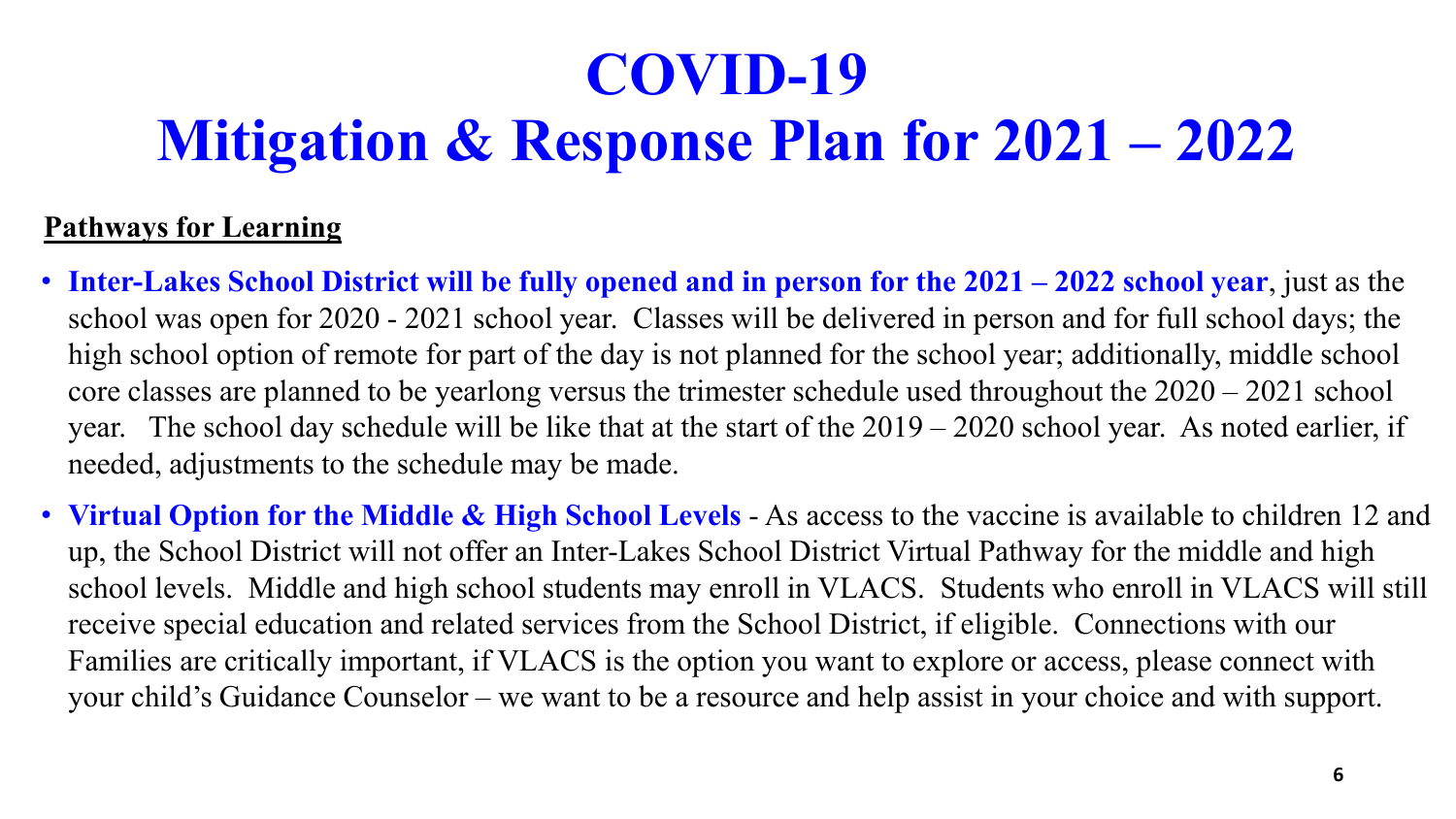# COVID-19 Mitigation & Response Plan for 2021 – 2022

**Pathways for Learning**

- **Inter-Lakes School District will be fully opened and in person for the 2021 – 2022 school year**, just as the school was open for 2020 - 2021 school year. Classes will be delivered in person and for full school days; the high school option of remote for part of the day is not planned for the school year; additionally, middle school core classes are planned to be yearlong versus the trimester schedule used throughout the 2020 – 2021 school year. The school day schedule will be like that at the start of the 2019 – 2020 school year. As noted earlier, if needed, adjustments to the schedule may be made.
- **Virtual Option for the Middle & High School Levels** - As access to the vaccine is available to children 12 and up, the School District will not offer an Inter-Lakes School District Virtual Pathway for the middle and high school levels. Middle and high school students may enroll in VLACS. Students who enroll in VLACS will still receive special education and related services from the School District, if eligible. Connections with our Families are critically important, if VLACS is the option you want to explore or access, please connect with your child's Guidance Counselor – we want to be a resource and help assist in your choice and with support.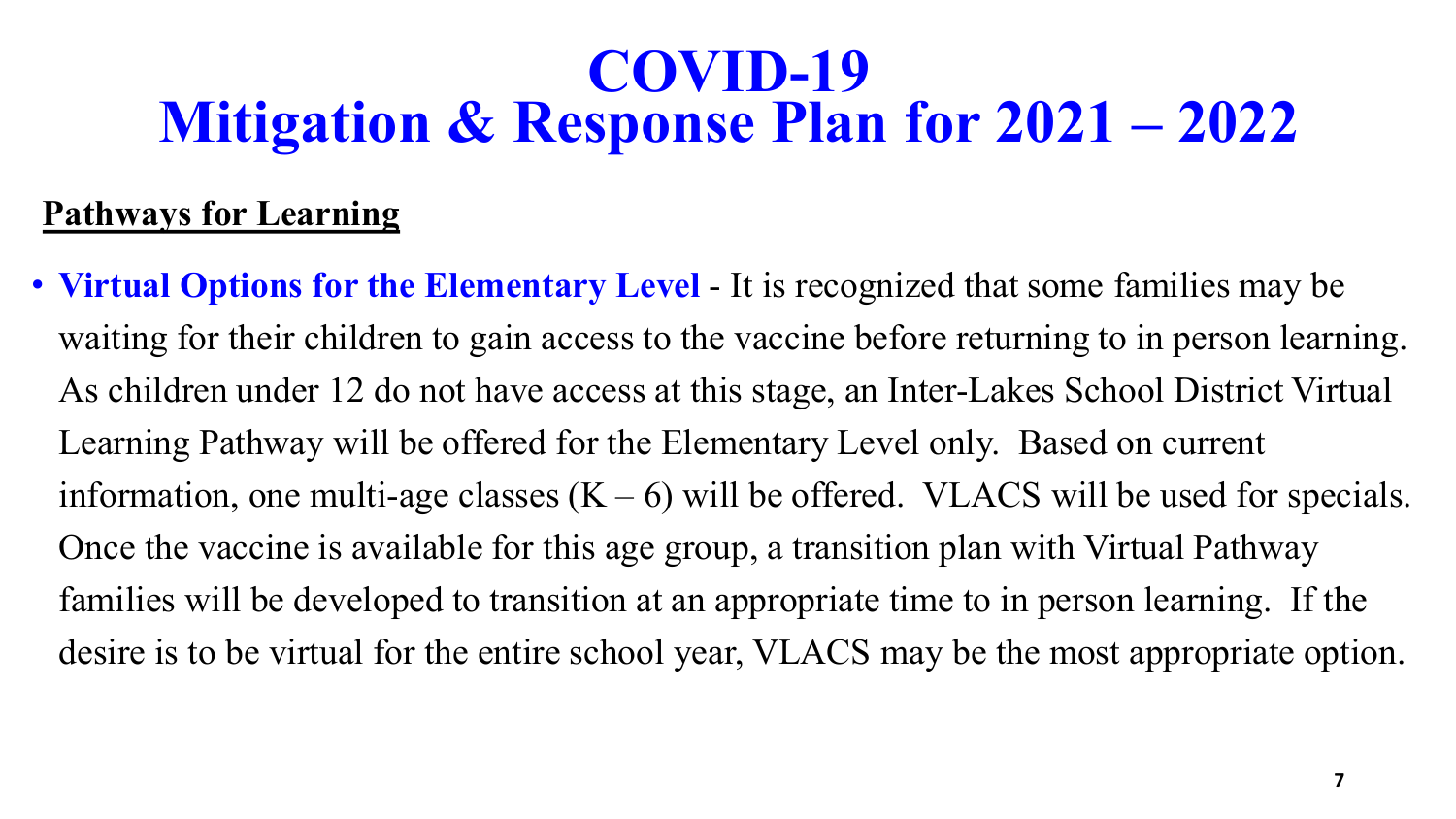# COVID-19 Mitigation & Response Plan for 2021 – 2022

**Pathways for Learning**

- **Virtual Options for the Elementary Level** - It is recognized that some families may be waiting for their children to gain access to the vaccine before returning to in person learning. As children under 12 do not have access at this stage, an Inter-Lakes School District Virtual Learning Pathway will be offered for the Elementary Level only. Based on current information, one multi-age classes (K – 6) will be offered. VLACS will be used for specials. Once the vaccine is available for this age group, a transition plan with Virtual Pathway families will be developed to transition at an appropriate time to in person learning. If the desire is to be virtual for the entire school year, VLACS may be the most appropriate option.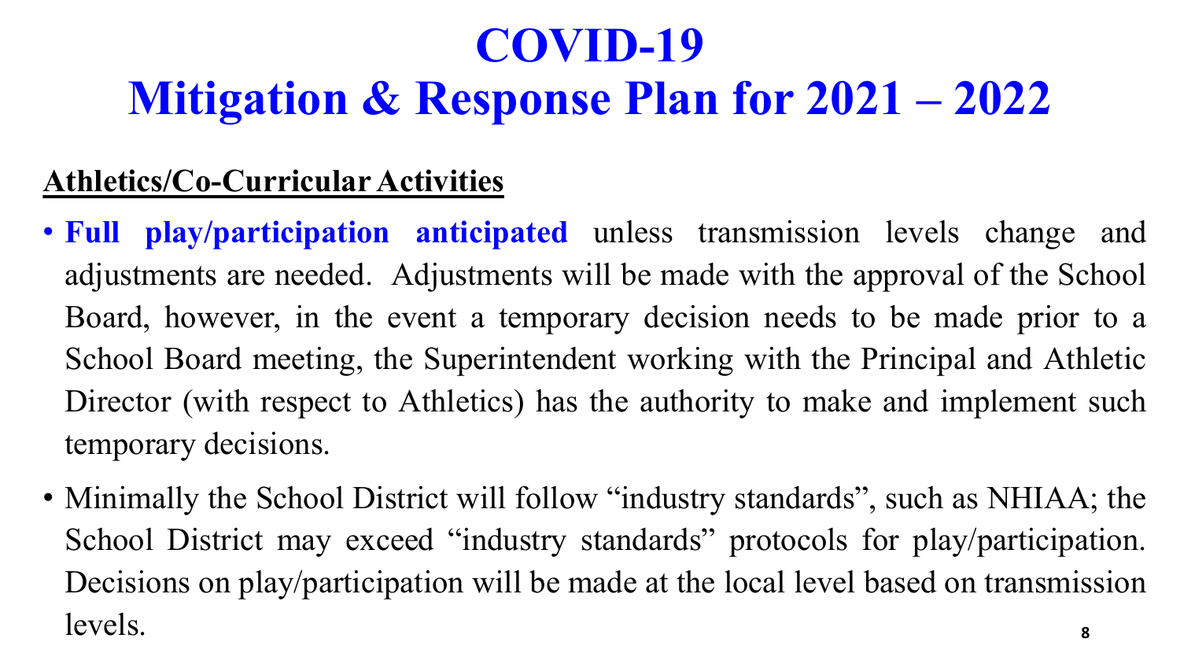# COVID-19
# Mitigation & Response Plan for 2021 – 2022

## Athletics/Co-Curricular Activities

- **Full play/participation anticipated** unless transmission levels change and adjustments are needed. Adjustments will be made with the approval of the School Board, however, in the event a temporary decision needs to be made prior to a School Board meeting, the Superintendent working with the Principal and Athletic Director (with respect to Athletics) has the authority to make and implement such temporary decisions.
- Minimally the School District will follow "industry standards", such as NHIAA; the School District may exceed "industry standards" protocols for play/participation. Decisions on play/participation will be made at the local level based on transmission levels.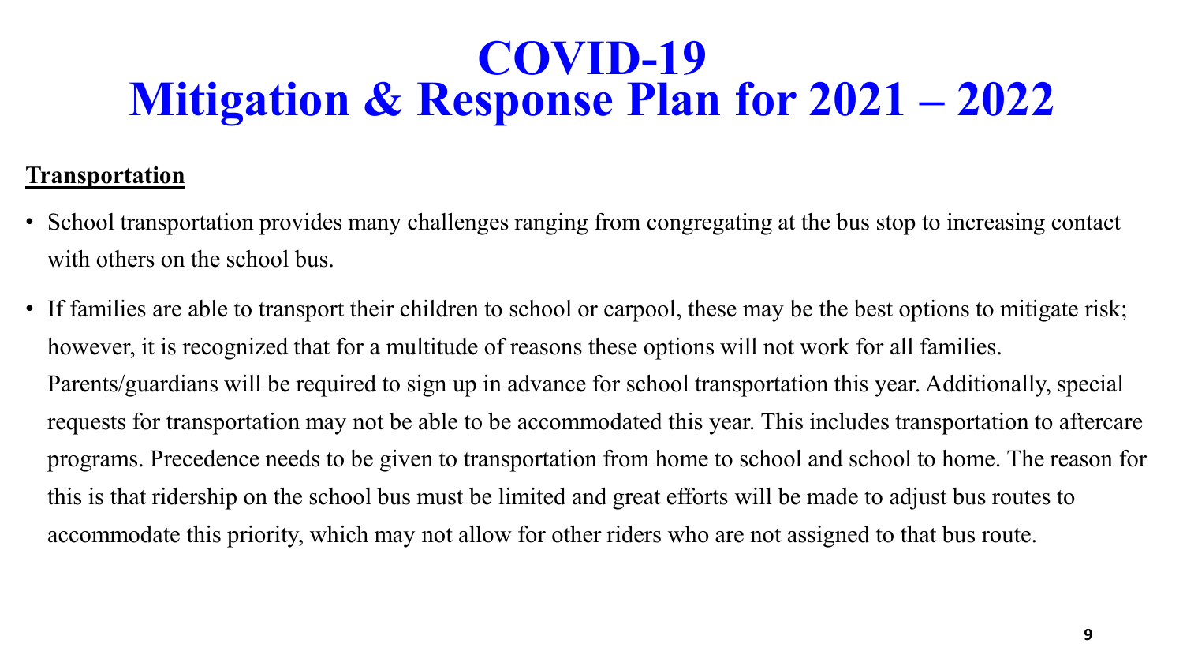# COVID-19 Mitigation & Response Plan for 2021 – 2022

**Transportation**

- School transportation provides many challenges ranging from congregating at the bus stop to increasing contact with others on the school bus.
- If families are able to transport their children to school or carpool, these may be the best options to mitigate risk; however, it is recognized that for a multitude of reasons these options will not work for all families. Parents/guardians will be required to sign up in advance for school transportation this year. Additionally, special requests for transportation may not be able to be accommodated this year. This includes transportation to aftercare programs. Precedence needs to be given to transportation from home to school and school to home. The reason for this is that ridership on the school bus must be limited and great efforts will be made to adjust bus routes to accommodate this priority, which may not allow for other riders who are not assigned to that bus route.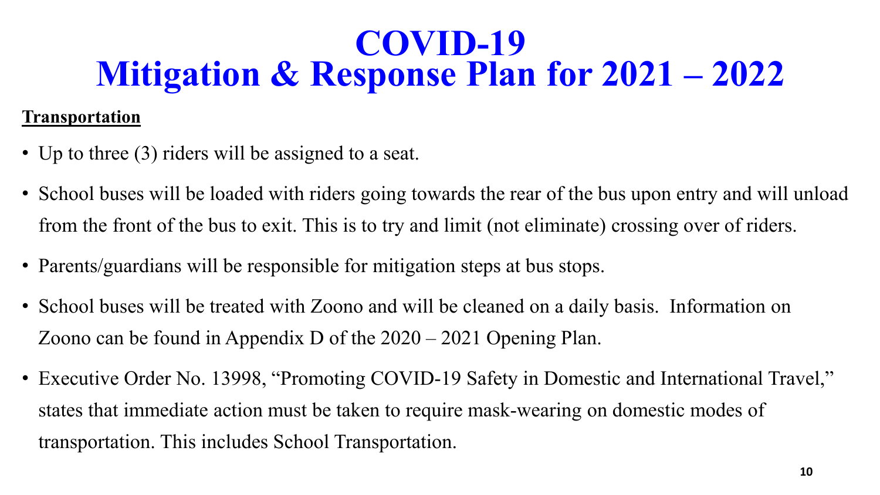# COVID-19
# Mitigation & Response Plan for 2021 – 2022

**Transportation**

- Up to three (3) riders will be assigned to a seat.
- School buses will be loaded with riders going towards the rear of the bus upon entry and will unload from the front of the bus to exit. This is to try and limit (not eliminate) crossing over of riders.
- Parents/guardians will be responsible for mitigation steps at bus stops.
- School buses will be treated with Zoono and will be cleaned on a daily basis. Information on Zoono can be found in Appendix D of the 2020 – 2021 Opening Plan.
- Executive Order No. 13998, "Promoting COVID-19 Safety in Domestic and International Travel," states that immediate action must be taken to require mask-wearing on domestic modes of transportation. This includes School Transportation.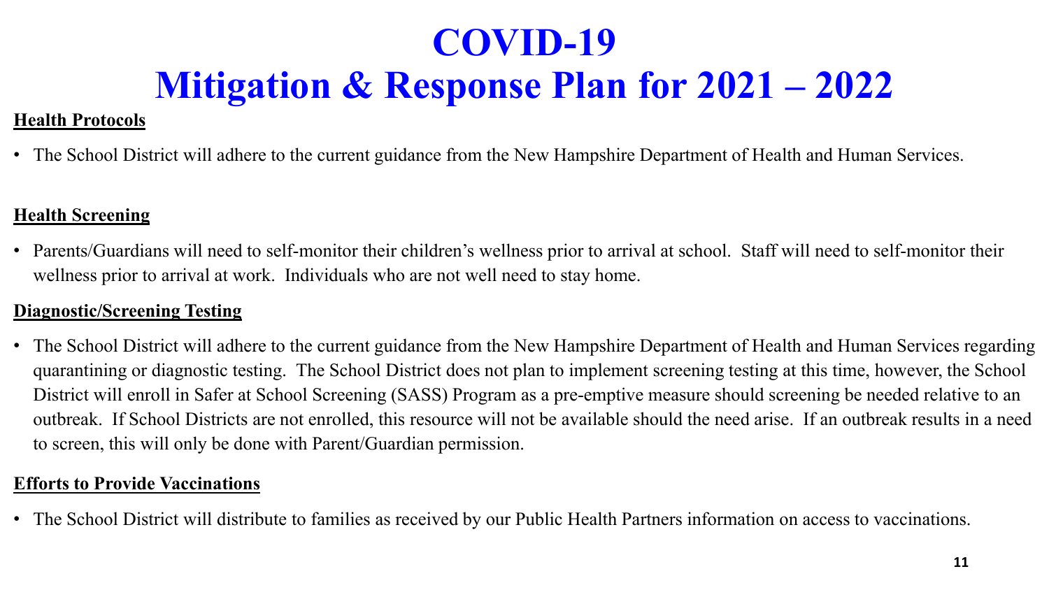# COVID-19
# Mitigation & Response Plan for 2021 – 2022

**Health Protocols**

- The School District will adhere to the current guidance from the New Hampshire Department of Health and Human Services.

**Health Screening**

- Parents/Guardians will need to self-monitor their children's wellness prior to arrival at school. Staff will need to self-monitor their wellness prior to arrival at work. Individuals who are not well need to stay home.

**Diagnostic/Screening Testing**

- The School District will adhere to the current guidance from the New Hampshire Department of Health and Human Services regarding quarantining or diagnostic testing. The School District does not plan to implement screening testing at this time, however, the School District will enroll in Safer at School Screening (SASS) Program as a pre-emptive measure should screening be needed relative to an outbreak. If School Districts are not enrolled, this resource will not be available should the need arise. If an outbreak results in a need to screen, this will only be done with Parent/Guardian permission.

**Efforts to Provide Vaccinations**

- The School District will distribute to families as received by our Public Health Partners information on access to vaccinations.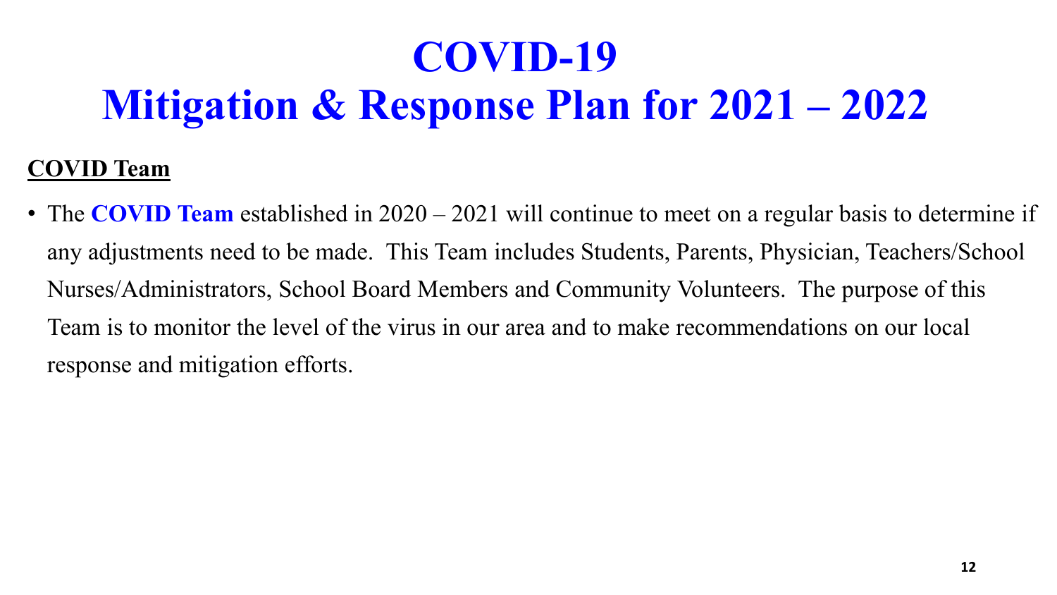# COVID-19
# Mitigation & Response Plan for 2021 – 2022

## COVID Team

- The **COVID Team** established in 2020 – 2021 will continue to meet on a regular basis to determine if any adjustments need to be made. This Team includes Students, Parents, Physician, Teachers/School Nurses/Administrators, School Board Members and Community Volunteers. The purpose of this Team is to monitor the level of the virus in our area and to make recommendations on our local response and mitigation efforts.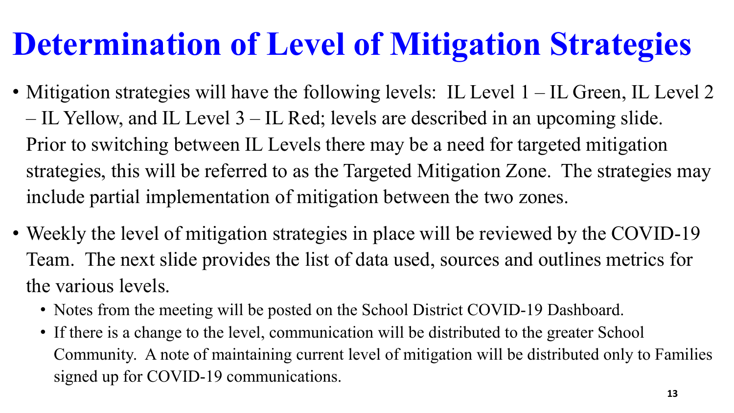# Determination of Level of Mitigation Strategies

- Mitigation strategies will have the following levels: IL Level 1 – IL Green, IL Level 2 – IL Yellow, and IL Level 3 – IL Red; levels are described in an upcoming slide. Prior to switching between IL Levels there may be a need for targeted mitigation strategies, this will be referred to as the Targeted Mitigation Zone. The strategies may include partial implementation of mitigation between the two zones.
- Weekly the level of mitigation strategies in place will be reviewed by the COVID-19 Team. The next slide provides the list of data used, sources and outlines metrics for the various levels.
  - Notes from the meeting will be posted on the School District COVID-19 Dashboard.
  - If there is a change to the level, communication will be distributed to the greater School Community. A note of maintaining current level of mitigation will be distributed only to Families signed up for COVID-19 communications.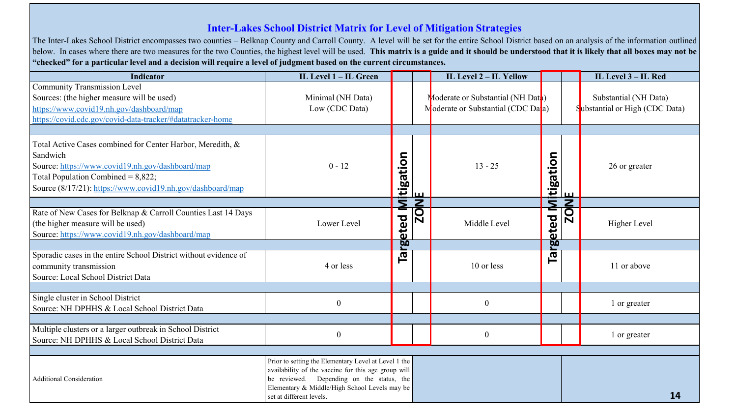## Inter-Lakes School District Matrix for Level of Mitigation Strategies

The Inter-Lakes School District encompasses two counties – Belknap County and Carroll County. A level will be set for the entire School District based on an analysis of the information outlined below. In cases where there are two measures for the two Counties, the highest level will be used. **This matrix is a guide and it should be understood that it is likely that all boxes may not be "checked" for a particular level and a decision will require a level of judgment based on the current circumstances.**

| Indicator | IL Level 1 – IL Green | Targeted Mitigation ZONE | IL Level 2 – IL Yellow | Targeted Mitigation ZONE | IL Level 3 – IL Red |
|---|---|---|---|---|---|
| Community Transmission Level<br>Sources: (the higher measure will be used)<br>https://www.covid19.nh.gov/dashboard/map<br>https://covid.cdc.gov/covid-data-tracker/#datatracker-home | Minimal (NH Data)<br>Low (CDC Data) | | Moderate or Substantial (NH Data)<br>Moderate or Substantial (CDC Data) | | Substantial (NH Data)<br>Substantial or High (CDC Data) |
| Total Active Cases combined for Center Harbor, Meredith, & Sandwich<br>Source: https://www.covid19.nh.gov/dashboard/map<br>Total Population Combined = 8,822;<br>Source (8/17/21): https://www.covid19.nh.gov/dashboard/map | 0 - 12 | | 13 - 25 | | 26 or greater |
| Rate of New Cases for Belknap & Carroll Counties Last 14 Days (the higher measure will be used)<br>Source: https://www.covid19.nh.gov/dashboard/map | Lower Level | | Middle Level | | Higher Level |
| Sporadic cases in the entire School District without evidence of community transmission<br>Source: Local School District Data | 4 or less | | 10 or less | | 11 or above |
| Single cluster in School District<br>Source: NH DPHHS & Local School District Data | 0 | | 0 | | 1 or greater |
| Multiple clusters or a larger outbreak in School District<br>Source: NH DPHHS & Local School District Data | 0 | | 0 | | 1 or greater |
| Additional Consideration | Prior to setting the Elementary Level at Level 1 the availability of the vaccine for this age group will be reviewed. Depending on the status, the Elementary & Middle/High School Levels may be set at different levels. | | | | |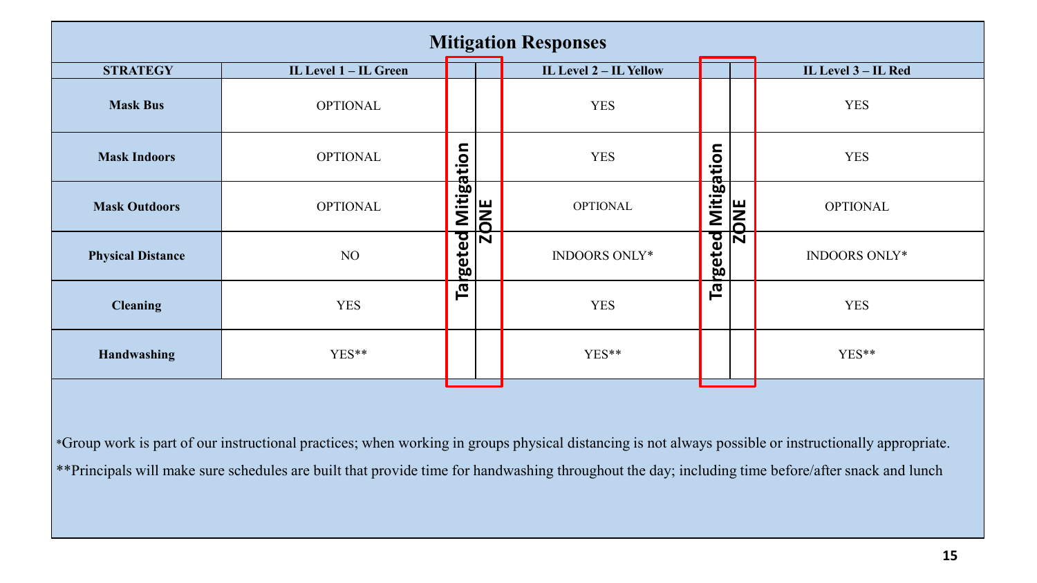# Mitigation Responses

| STRATEGY | IL Level 1 – IL Green | Targeted Mitigation ZONE | IL Level 2 – IL Yellow | Targeted Mitigation ZONE | IL Level 3 – IL Red |
|---|---|---|---|---|---|
| **Mask Bus** | OPTIONAL | | YES | | YES |
| **Mask Indoors** | OPTIONAL | | YES | | YES |
| **Mask Outdoors** | OPTIONAL | | OPTIONAL | | OPTIONAL |
| **Physical Distance** | NO | | INDOORS ONLY* | | INDOORS ONLY* |
| **Cleaning** | YES | | YES | | YES |
| **Handwashing** | YES** | | YES** | | YES** |

*Group work is part of our instructional practices; when working in groups physical distancing is not always possible or instructionally appropriate.

**Principals will make sure schedules are built that provide time for handwashing throughout the day; including time before/after snack and lunch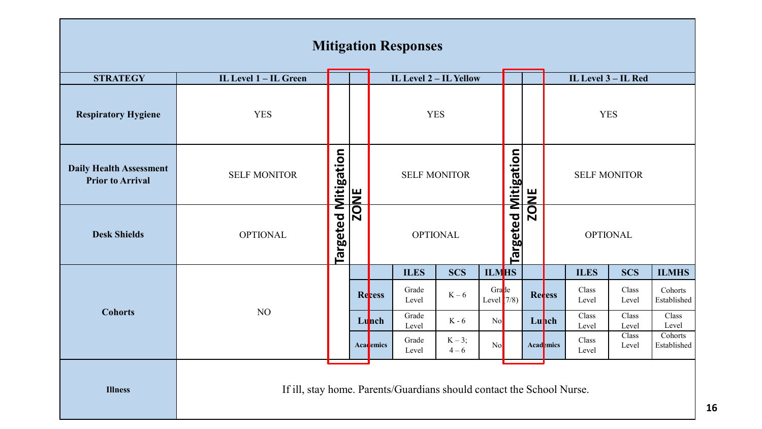# Mitigation Responses

| STRATEGY | IL Level 1 – IL Green | Targeted Mitigation ZONE | IL Level 2 – IL Yellow | | | | Targeted Mitigation ZONE | IL Level 3 – IL Red | | | |
|---|---|---|---|---|---|---|---|---|---|---|---|
| Respiratory Hygiene | YES | | YES | | | | | YES | | | |
| Daily Health Assessment Prior to Arrival | SELF MONITOR | | SELF MONITOR | | | | | SELF MONITOR | | | |
| Desk Shields | OPTIONAL | | OPTIONAL | | | | | OPTIONAL | | | |
| Cohorts | NO | | | ILES | SCS | ILMHS | | | ILES | SCS | ILMHS |
| | | | Recess | Grade Level | K – 6 | Grade Level (7/8) | | Recess | Class Level | Class Level | Cohorts Established |
| | | | Lunch | Grade Level | K - 6 | No | | Lunch | Class Level | Class Level | Class Level |
| | | | Academics | Grade Level | K – 3; 4 – 6 | No | | Academics | Class Level | Class Level | Cohorts Established |
| Illness | If ill, stay home. Parents/Guardians should contact the School Nurse. | | | | | | | | | | |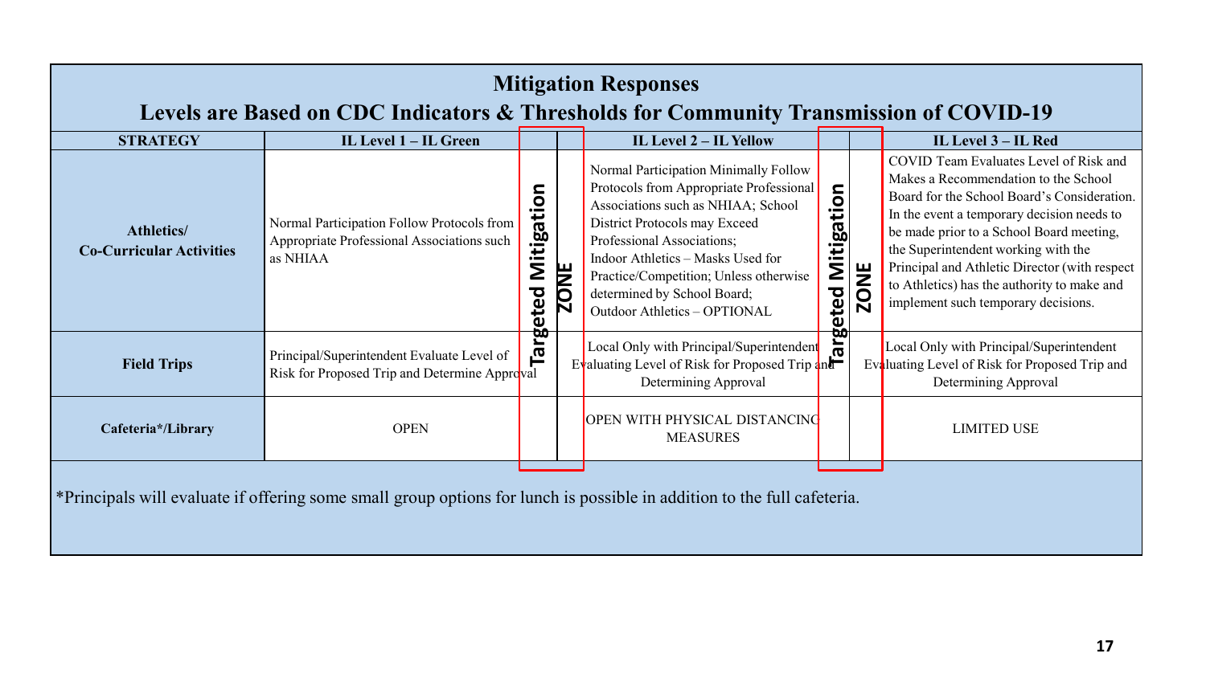## Mitigation Responses

### Levels are Based on CDC Indicators & Thresholds for Community Transmission of COVID-19

| STRATEGY | IL Level 1 – IL Green | Targeted Mitigation ZONE | IL Level 2 – IL Yellow | Targeted Mitigation ZONE | IL Level 3 – IL Red |
|---|---|---|---|---|---|
| **Athletics/ Co-Curricular Activities** | Normal Participation Follow Protocols from Appropriate Professional Associations such as NHIAA | | Normal Participation Minimally Follow Protocols from Appropriate Professional Associations such as NHIAA; School District Protocols may Exceed Professional Associations; Indoor Athletics – Masks Used for Practice/Competition; Unless otherwise determined by School Board; Outdoor Athletics – OPTIONAL | | COVID Team Evaluates Level of Risk and Makes a Recommendation to the School Board for the School Board's Consideration. In the event a temporary decision needs to be made prior to a School Board meeting, the Superintendent working with the Principal and Athletic Director (with respect to Athletics) has the authority to make and implement such temporary decisions. |
| **Field Trips** | Principal/Superintendent Evaluate Level of Risk for Proposed Trip and Determine Approval | | Local Only with Principal/Superintendent Evaluating Level of Risk for Proposed Trip and Determining Approval | | Local Only with Principal/Superintendent Evaluating Level of Risk for Proposed Trip and Determining Approval |
| **Cafeteria*/Library** | OPEN | | OPEN WITH PHYSICAL DISTANCING MEASURES | | LIMITED USE |

*Principals will evaluate if offering some small group options for lunch is possible in addition to the full cafeteria.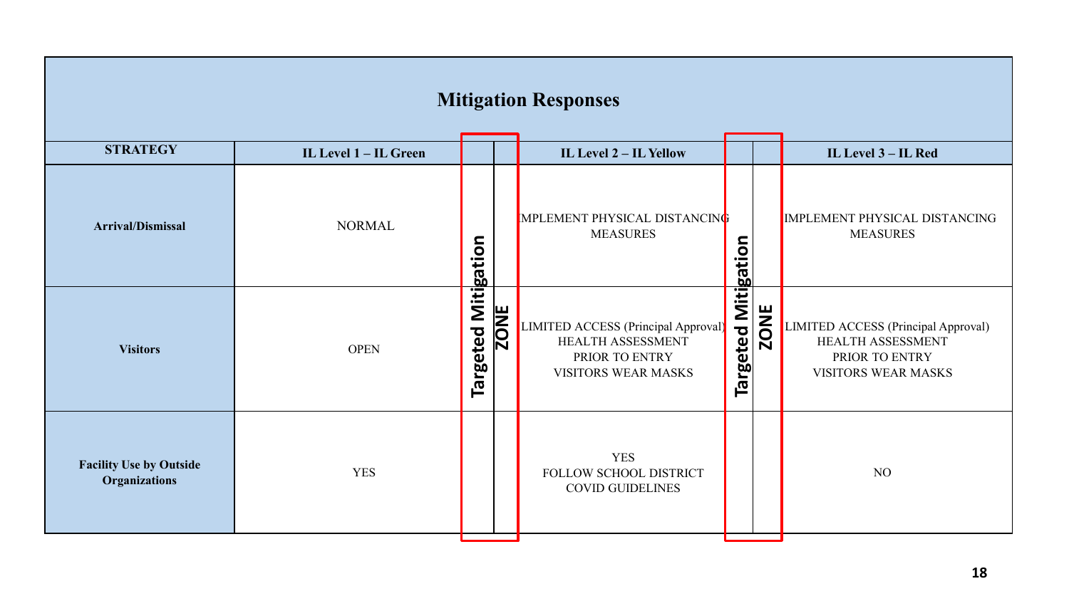| Mitigation Responses | | | | | | |
|---|---|---|---|---|---|---|
| **STRATEGY** | **IL Level 1 – IL Green** | Targeted Mitigation ZONE | **IL Level 2 – IL Yellow** | Targeted Mitigation ZONE | **IL Level 3 – IL Red** |
| **Arrival/Dismissal** | NORMAL | | IMPLEMENT PHYSICAL DISTANCING MEASURES | | IMPLEMENT PHYSICAL DISTANCING MEASURES |
| **Visitors** | OPEN | | LIMITED ACCESS (Principal Approval) HEALTH ASSESSMENT PRIOR TO ENTRY VISITORS WEAR MASKS | | LIMITED ACCESS (Principal Approval) HEALTH ASSESSMENT PRIOR TO ENTRY VISITORS WEAR MASKS |
| **Facility Use by Outside Organizations** | YES | | YES FOLLOW SCHOOL DISTRICT COVID GUIDELINES | | NO |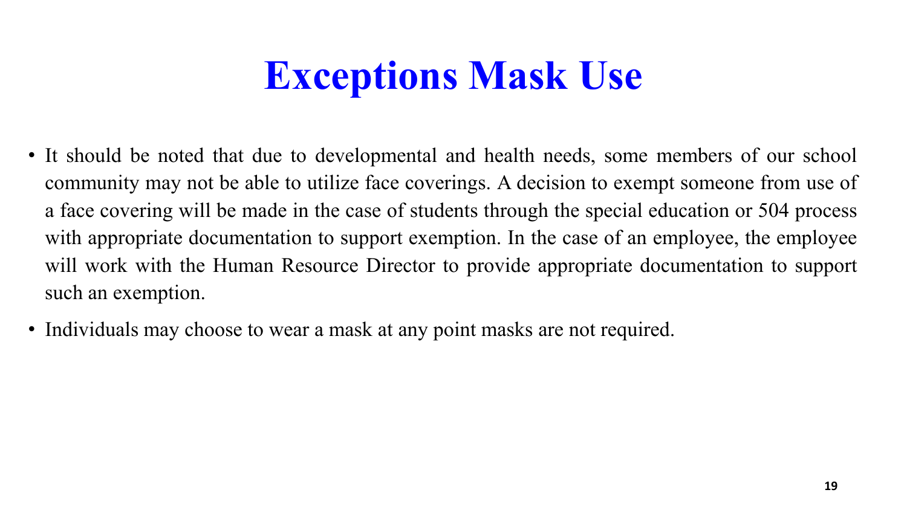# Exceptions Mask Use

- It should be noted that due to developmental and health needs, some members of our school community may not be able to utilize face coverings. A decision to exempt someone from use of a face covering will be made in the case of students through the special education or 504 process with appropriate documentation to support exemption. In the case of an employee, the employee will work with the Human Resource Director to provide appropriate documentation to support such an exemption.
- Individuals may choose to wear a mask at any point masks are not required.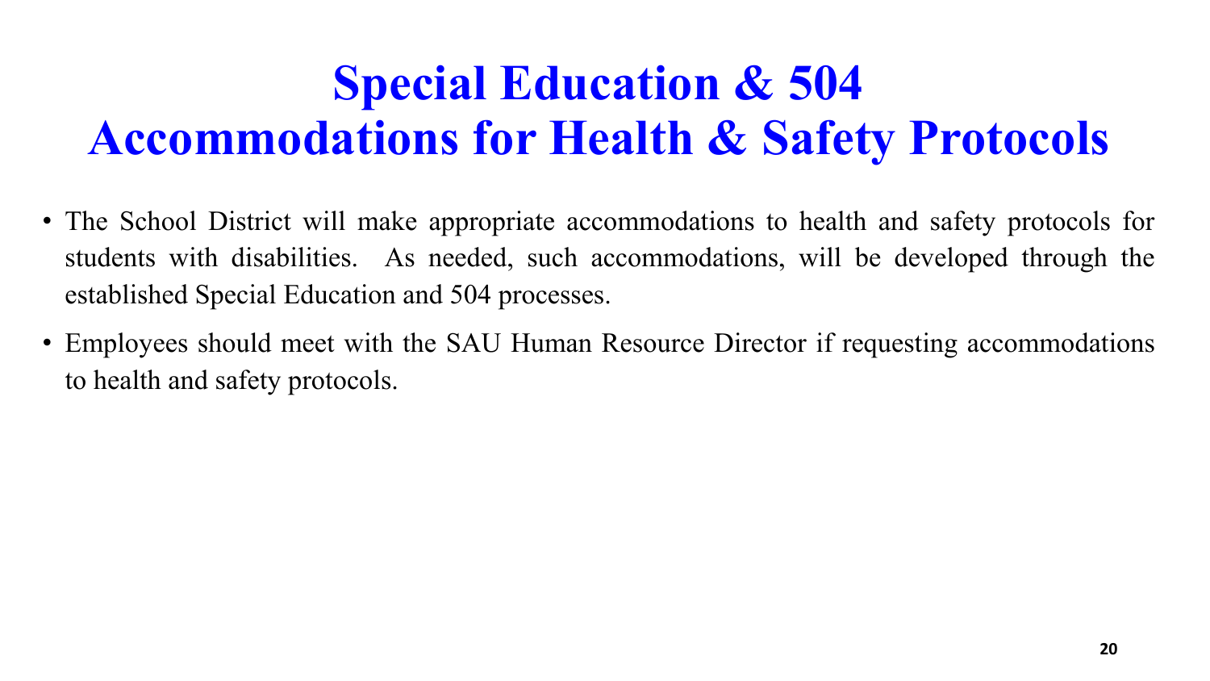# Special Education & 504 Accommodations for Health & Safety Protocols

- The School District will make appropriate accommodations to health and safety protocols for students with disabilities. As needed, such accommodations, will be developed through the established Special Education and 504 processes.
- Employees should meet with the SAU Human Resource Director if requesting accommodations to health and safety protocols.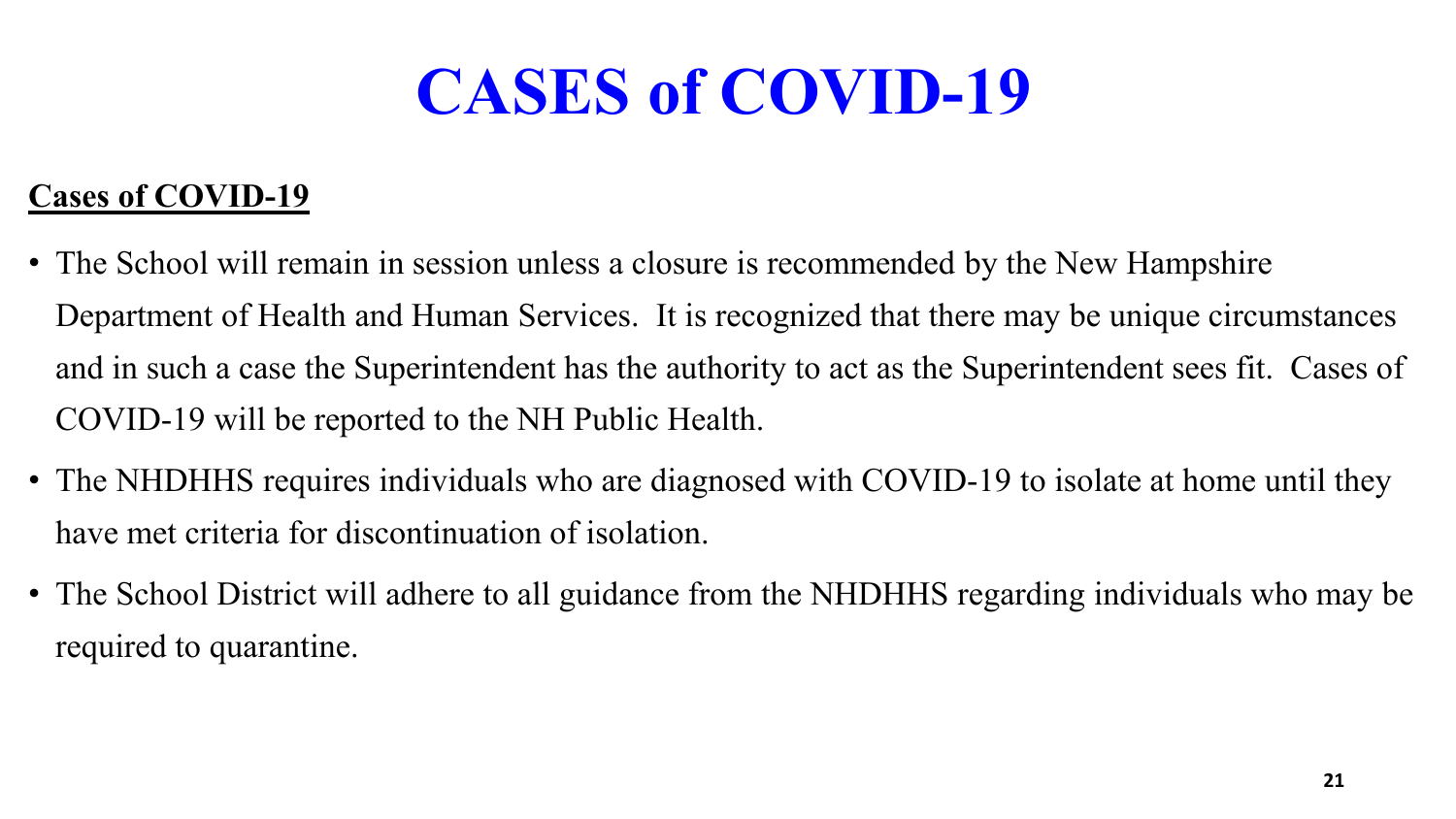# CASES of COVID-19

**Cases of COVID-19**

- The School will remain in session unless a closure is recommended by the New Hampshire Department of Health and Human Services. It is recognized that there may be unique circumstances and in such a case the Superintendent has the authority to act as the Superintendent sees fit. Cases of COVID-19 will be reported to the NH Public Health.
- The NHDHHS requires individuals who are diagnosed with COVID-19 to isolate at home until they have met criteria for discontinuation of isolation.
- The School District will adhere to all guidance from the NHDHHS regarding individuals who may be required to quarantine.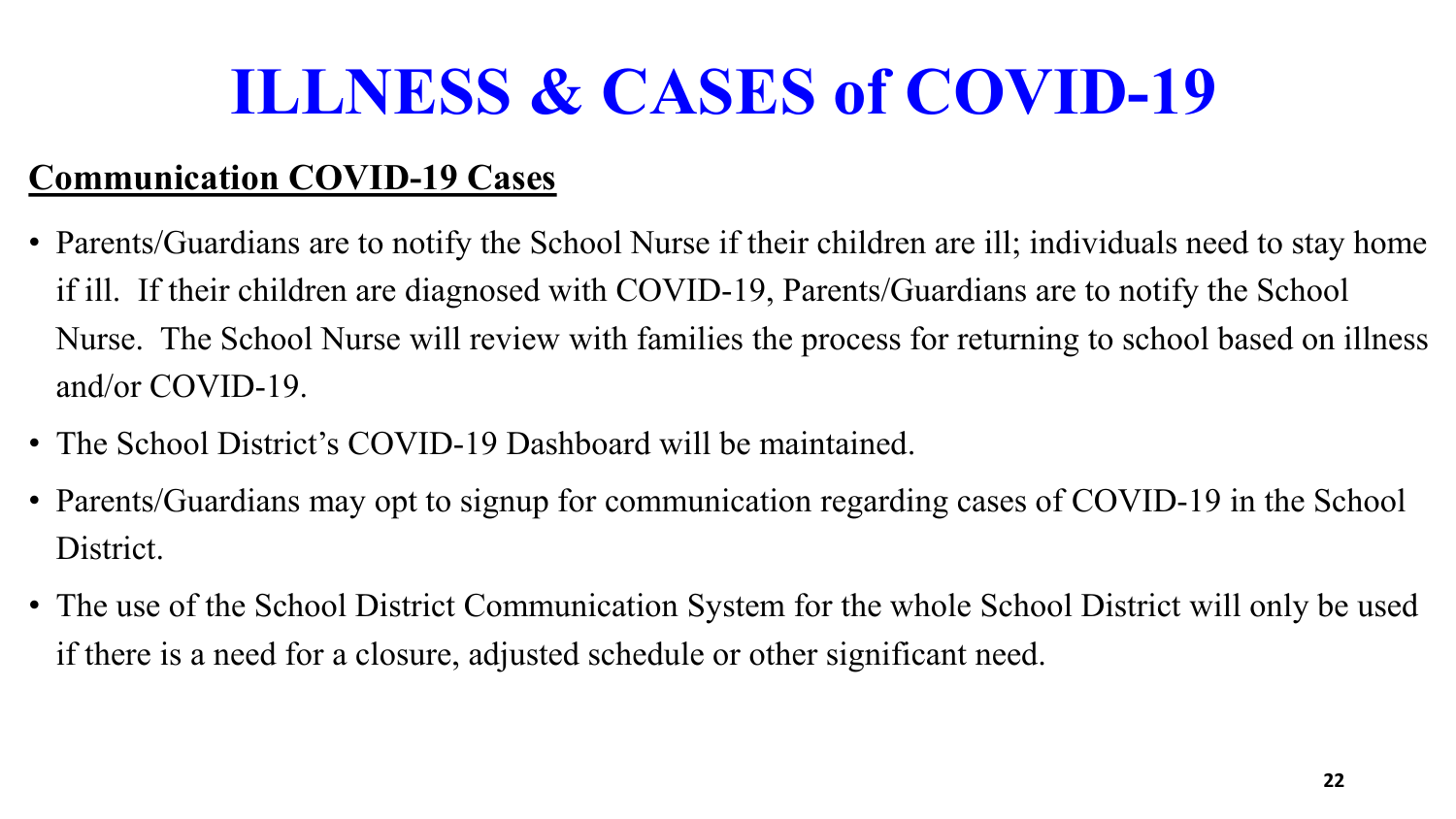# ILLNESS & CASES of COVID-19

## Communication COVID-19 Cases

- Parents/Guardians are to notify the School Nurse if their children are ill; individuals need to stay home if ill. If their children are diagnosed with COVID-19, Parents/Guardians are to notify the School Nurse. The School Nurse will review with families the process for returning to school based on illness and/or COVID-19.
- The School District's COVID-19 Dashboard will be maintained.
- Parents/Guardians may opt to signup for communication regarding cases of COVID-19 in the School District.
- The use of the School District Communication System for the whole School District will only be used if there is a need for a closure, adjusted schedule or other significant need.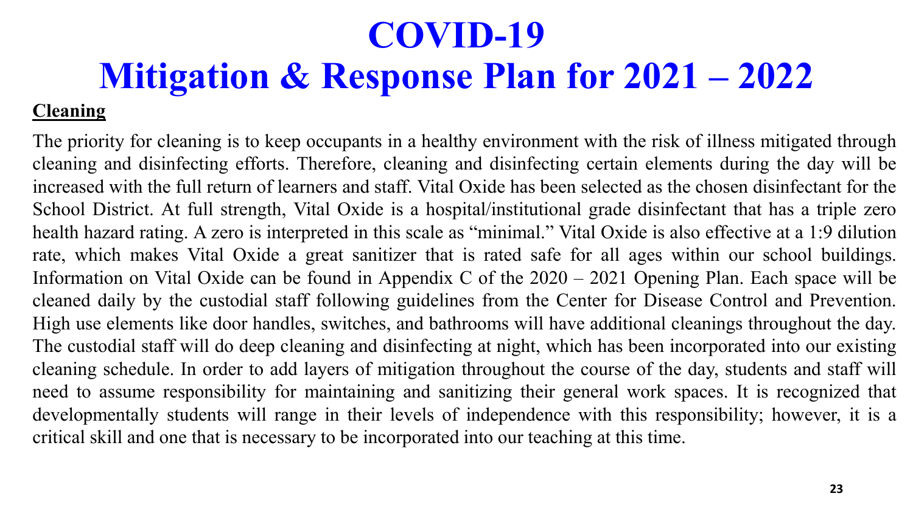# COVID-19
# Mitigation & Response Plan for 2021 – 2022

**Cleaning**

The priority for cleaning is to keep occupants in a healthy environment with the risk of illness mitigated through cleaning and disinfecting efforts. Therefore, cleaning and disinfecting certain elements during the day will be increased with the full return of learners and staff. Vital Oxide has been selected as the chosen disinfectant for the School District. At full strength, Vital Oxide is a hospital/institutional grade disinfectant that has a triple zero health hazard rating. A zero is interpreted in this scale as "minimal." Vital Oxide is also effective at a 1:9 dilution rate, which makes Vital Oxide a great sanitizer that is rated safe for all ages within our school buildings. Information on Vital Oxide can be found in Appendix C of the 2020 – 2021 Opening Plan. Each space will be cleaned daily by the custodial staff following guidelines from the Center for Disease Control and Prevention. High use elements like door handles, switches, and bathrooms will have additional cleanings throughout the day. The custodial staff will do deep cleaning and disinfecting at night, which has been incorporated into our existing cleaning schedule. In order to add layers of mitigation throughout the course of the day, students and staff will need to assume responsibility for maintaining and sanitizing their general work spaces. It is recognized that developmentally students will range in their levels of independence with this responsibility; however, it is a critical skill and one that is necessary to be incorporated into our teaching at this time.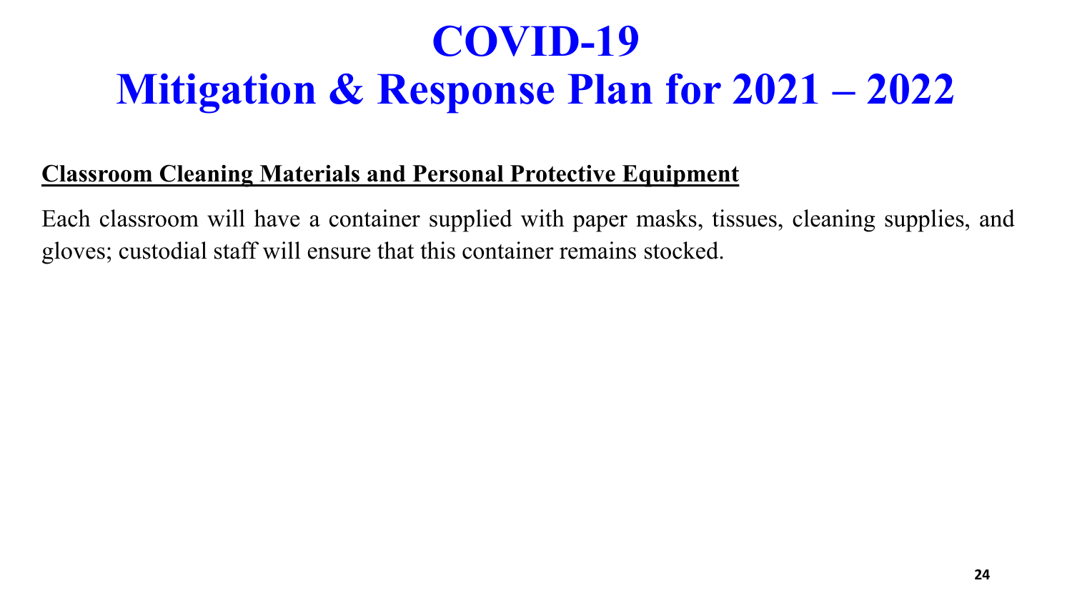# COVID-19
# Mitigation & Response Plan for 2021 – 2022

**Classroom Cleaning Materials and Personal Protective Equipment**

Each classroom will have a container supplied with paper masks, tissues, cleaning supplies, and gloves; custodial staff will ensure that this container remains stocked.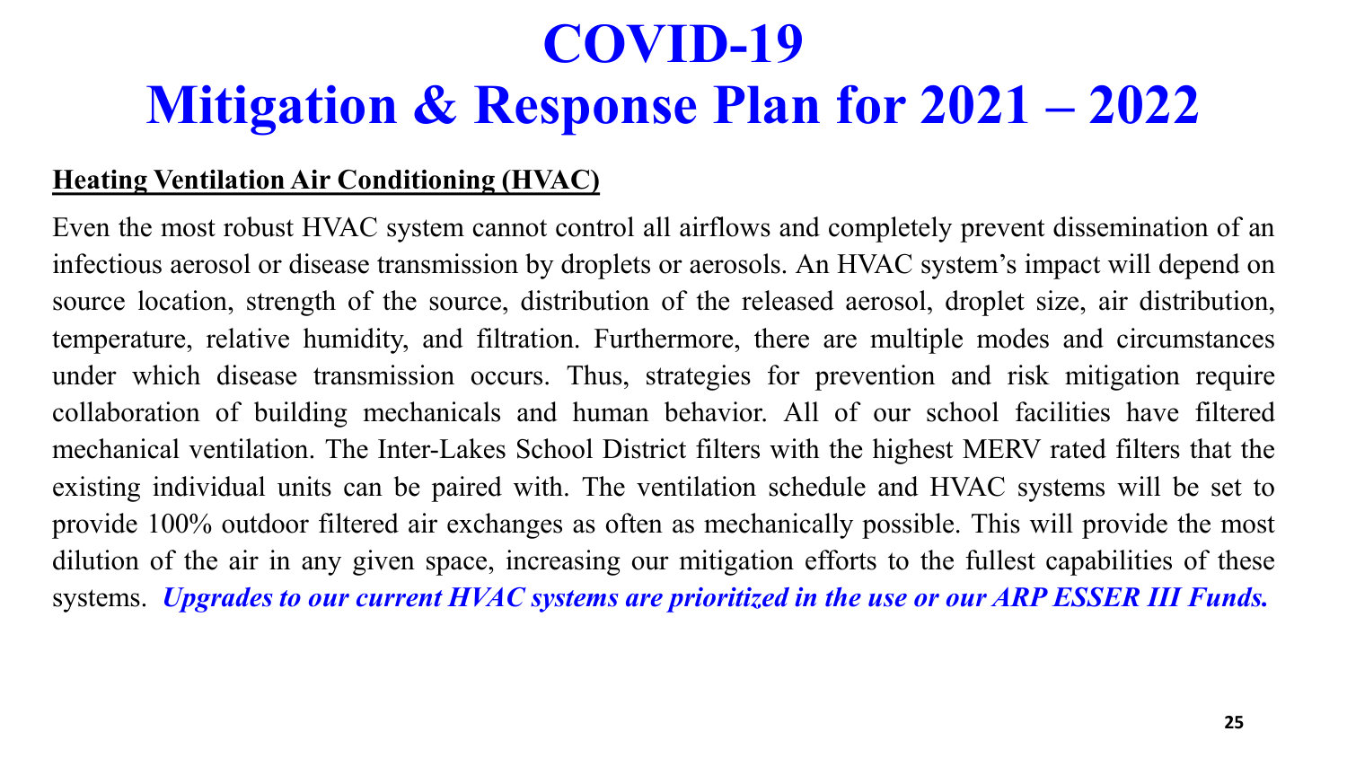# COVID-19
# Mitigation & Response Plan for 2021 – 2022

**Heating Ventilation Air Conditioning (HVAC)**

Even the most robust HVAC system cannot control all airflows and completely prevent dissemination of an infectious aerosol or disease transmission by droplets or aerosols. An HVAC system's impact will depend on source location, strength of the source, distribution of the released aerosol, droplet size, air distribution, temperature, relative humidity, and filtration. Furthermore, there are multiple modes and circumstances under which disease transmission occurs. Thus, strategies for prevention and risk mitigation require collaboration of building mechanicals and human behavior. All of our school facilities have filtered mechanical ventilation. The Inter-Lakes School District filters with the highest MERV rated filters that the existing individual units can be paired with. The ventilation schedule and HVAC systems will be set to provide 100% outdoor filtered air exchanges as often as mechanically possible. This will provide the most dilution of the air in any given space, increasing our mitigation efforts to the fullest capabilities of these systems. ***Upgrades to our current HVAC systems are prioritized in the use or our ARP ESSER III Funds.***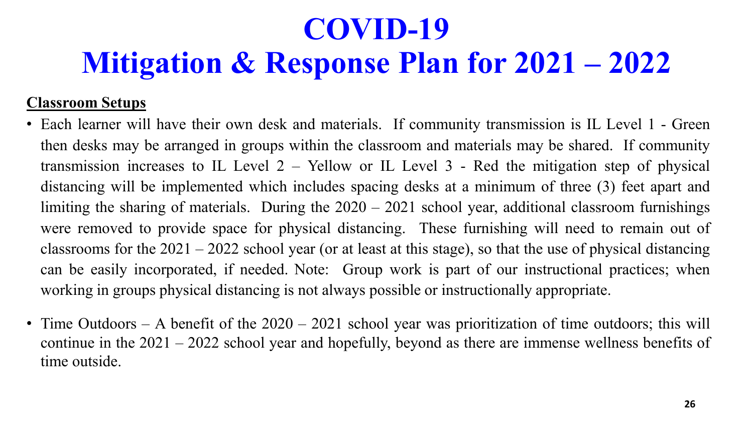# COVID-19
# Mitigation & Response Plan for 2021 – 2022

**Classroom Setups**

- Each learner will have their own desk and materials. If community transmission is IL Level 1 - Green then desks may be arranged in groups within the classroom and materials may be shared. If community transmission increases to IL Level 2 – Yellow or IL Level 3 - Red the mitigation step of physical distancing will be implemented which includes spacing desks at a minimum of three (3) feet apart and limiting the sharing of materials. During the 2020 – 2021 school year, additional classroom furnishings were removed to provide space for physical distancing. These furnishing will need to remain out of classrooms for the 2021 – 2022 school year (or at least at this stage), so that the use of physical distancing can be easily incorporated, if needed. Note: Group work is part of our instructional practices; when working in groups physical distancing is not always possible or instructionally appropriate.

- Time Outdoors – A benefit of the 2020 – 2021 school year was prioritization of time outdoors; this will continue in the 2021 – 2022 school year and hopefully, beyond as there are immense wellness benefits of time outside.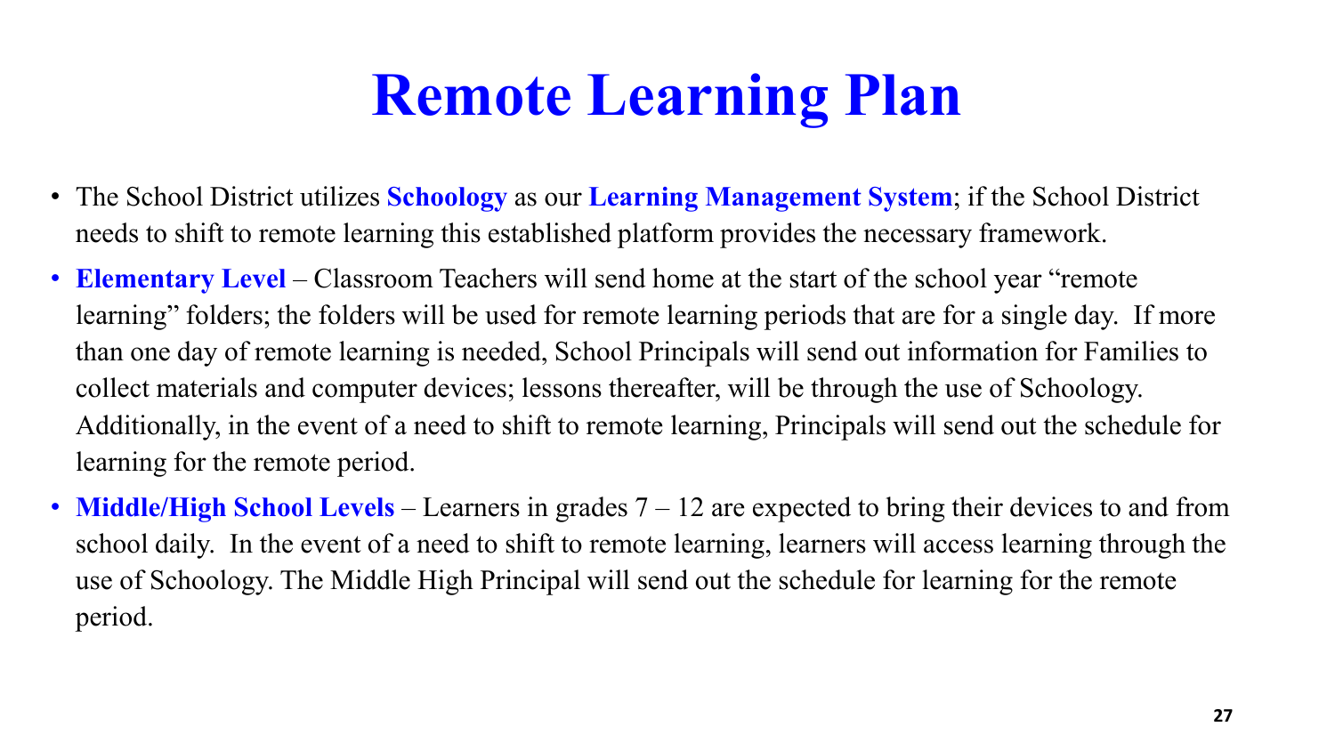# Remote Learning Plan

- The School District utilizes **Schoology** as our **Learning Management System**; if the School District needs to shift to remote learning this established platform provides the necessary framework.
- **Elementary Level** – Classroom Teachers will send home at the start of the school year "remote learning" folders; the folders will be used for remote learning periods that are for a single day. If more than one day of remote learning is needed, School Principals will send out information for Families to collect materials and computer devices; lessons thereafter, will be through the use of Schoology. Additionally, in the event of a need to shift to remote learning, Principals will send out the schedule for learning for the remote period.
- **Middle/High School Levels** – Learners in grades 7 – 12 are expected to bring their devices to and from school daily. In the event of a need to shift to remote learning, learners will access learning through the use of Schoology. The Middle High Principal will send out the schedule for learning for the remote period.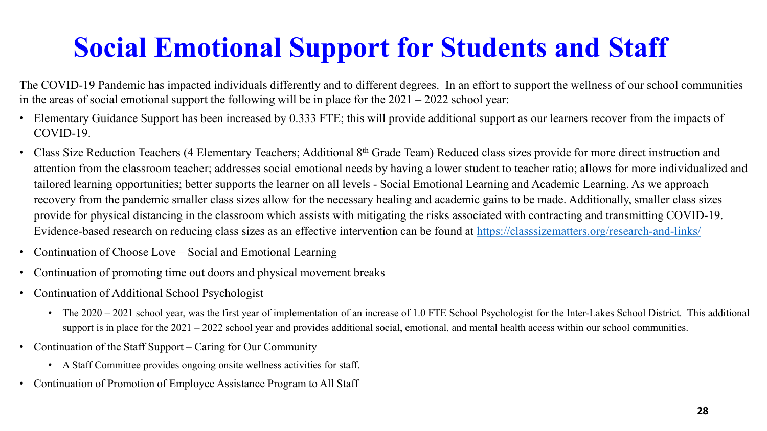# Social Emotional Support for Students and Staff

The COVID-19 Pandemic has impacted individuals differently and to different degrees. In an effort to support the wellness of our school communities in the areas of social emotional support the following will be in place for the 2021 – 2022 school year:

- Elementary Guidance Support has been increased by 0.333 FTE; this will provide additional support as our learners recover from the impacts of COVID-19.
- Class Size Reduction Teachers (4 Elementary Teachers; Additional 8th Grade Team) Reduced class sizes provide for more direct instruction and attention from the classroom teacher; addresses social emotional needs by having a lower student to teacher ratio; allows for more individualized and tailored learning opportunities; better supports the learner on all levels - Social Emotional Learning and Academic Learning. As we approach recovery from the pandemic smaller class sizes allow for the necessary healing and academic gains to be made. Additionally, smaller class sizes provide for physical distancing in the classroom which assists with mitigating the risks associated with contracting and transmitting COVID-19. Evidence-based research on reducing class sizes as an effective intervention can be found at [https://classsizematters.org/research-and-links/](https://classsizematters.org/research-and-links/)
- Continuation of Choose Love – Social and Emotional Learning
- Continuation of promoting time out doors and physical movement breaks
- Continuation of Additional School Psychologist
  - The 2020 – 2021 school year, was the first year of implementation of an increase of 1.0 FTE School Psychologist for the Inter-Lakes School District. This additional support is in place for the 2021 – 2022 school year and provides additional social, emotional, and mental health access within our school communities.
- Continuation of the Staff Support – Caring for Our Community
  - A Staff Committee provides ongoing onsite wellness activities for staff.
- Continuation of Promotion of Employee Assistance Program to All Staff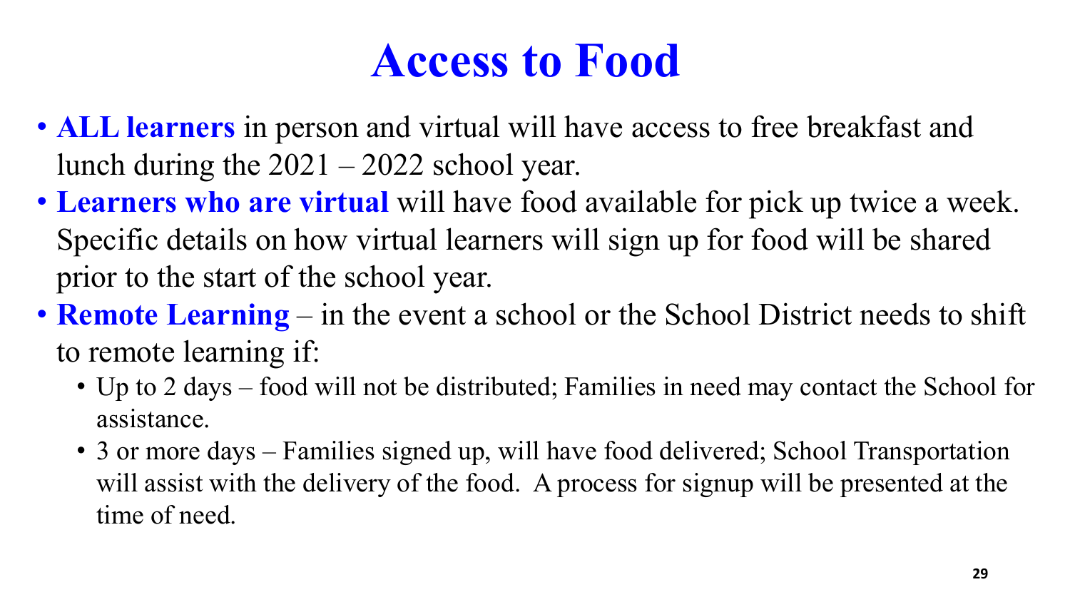# Access to Food

- **ALL learners** in person and virtual will have access to free breakfast and lunch during the 2021 – 2022 school year.
- **Learners who are virtual** will have food available for pick up twice a week. Specific details on how virtual learners will sign up for food will be shared prior to the start of the school year.
- **Remote Learning** – in the event a school or the School District needs to shift to remote learning if:
  - Up to 2 days – food will not be distributed; Families in need may contact the School for assistance.
  - 3 or more days – Families signed up, will have food delivered; School Transportation will assist with the delivery of the food. A process for signup will be presented at the time of need.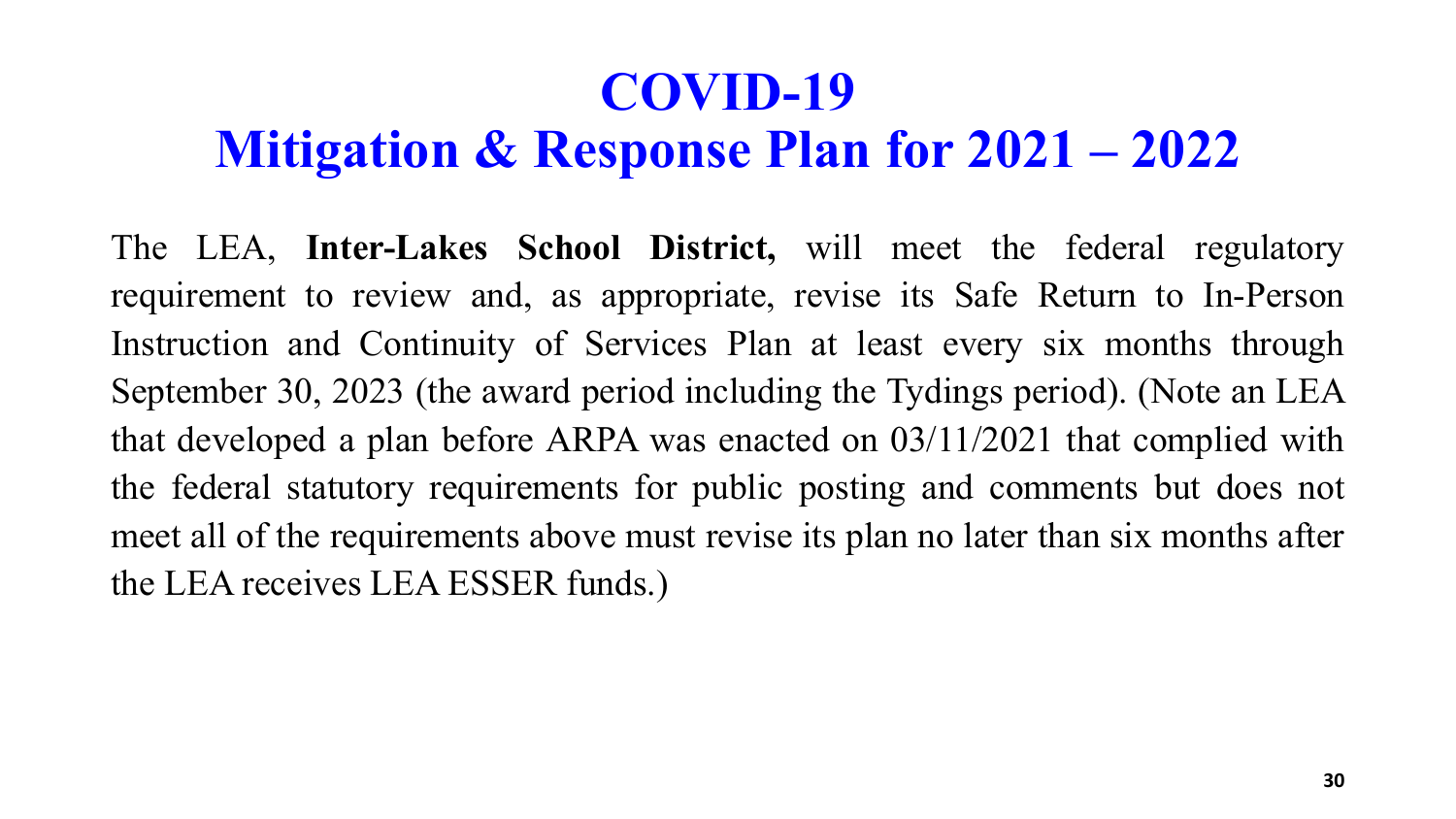# COVID-19
# Mitigation & Response Plan for 2021 – 2022

The LEA, **Inter-Lakes School District,** will meet the federal regulatory requirement to review and, as appropriate, revise its Safe Return to In-Person Instruction and Continuity of Services Plan at least every six months through September 30, 2023 (the award period including the Tydings period). (Note an LEA that developed a plan before ARPA was enacted on 03/11/2021 that complied with the federal statutory requirements for public posting and comments but does not meet all of the requirements above must revise its plan no later than six months after the LEA receives LEA ESSER funds.)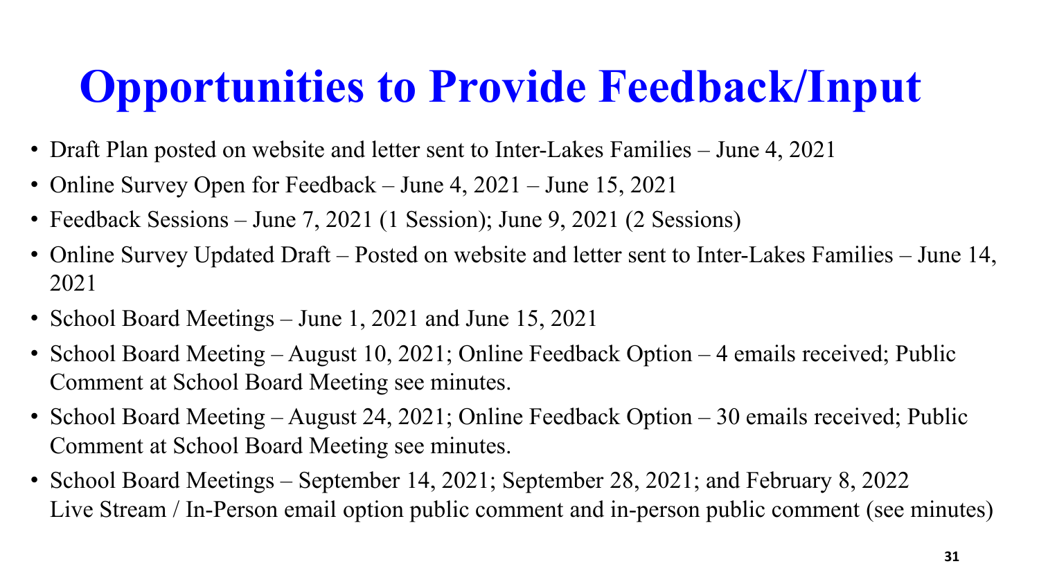# Opportunities to Provide Feedback/Input

- Draft Plan posted on website and letter sent to Inter-Lakes Families – June 4, 2021
- Online Survey Open for Feedback – June 4, 2021 – June 15, 2021
- Feedback Sessions – June 7, 2021 (1 Session); June 9, 2021 (2 Sessions)
- Online Survey Updated Draft – Posted on website and letter sent to Inter-Lakes Families – June 14, 2021
- School Board Meetings – June 1, 2021 and June 15, 2021
- School Board Meeting – August 10, 2021; Online Feedback Option – 4 emails received; Public Comment at School Board Meeting see minutes.
- School Board Meeting – August 24, 2021; Online Feedback Option – 30 emails received; Public Comment at School Board Meeting see minutes.
- School Board Meetings – September 14, 2021; September 28, 2021; and February 8, 2022 Live Stream / In-Person email option public comment and in-person public comment (see minutes)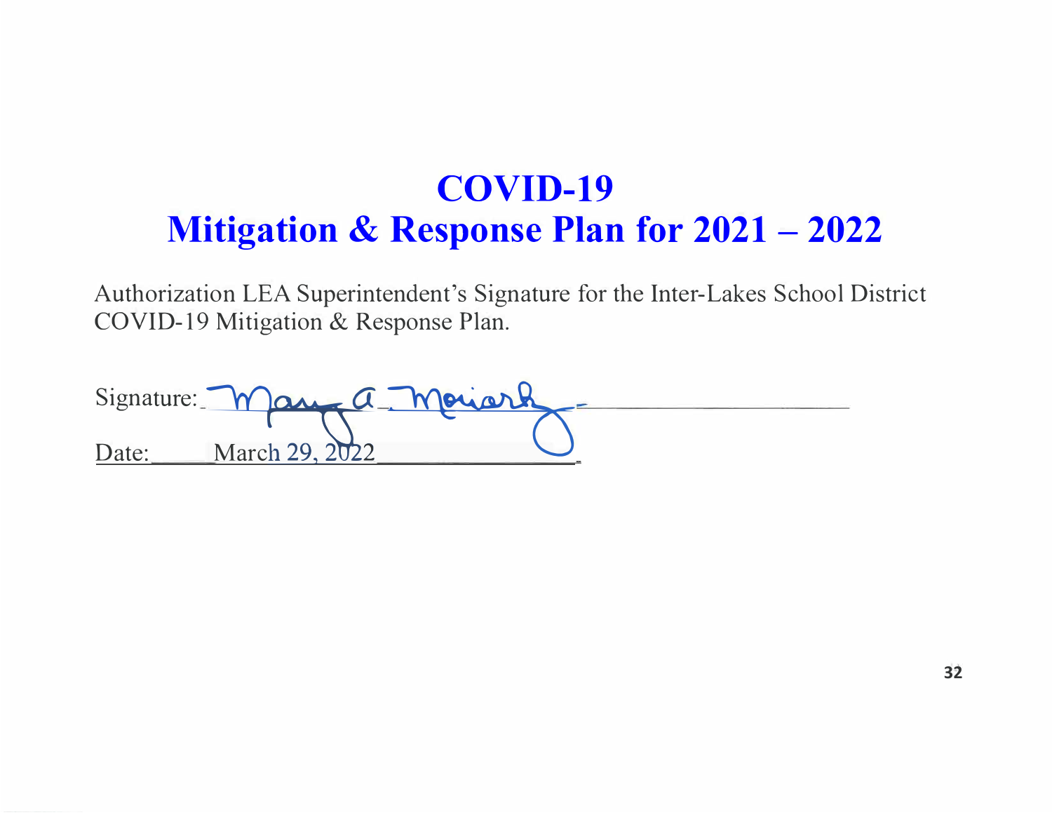# COVID-19
# Mitigation & Response Plan for 2021 – 2022

Authorization LEA Superintendent's Signature for the Inter-Lakes School District COVID-19 Mitigation & Response Plan.

Signature: Mary A. Moriarty

Date: March 29, 2022